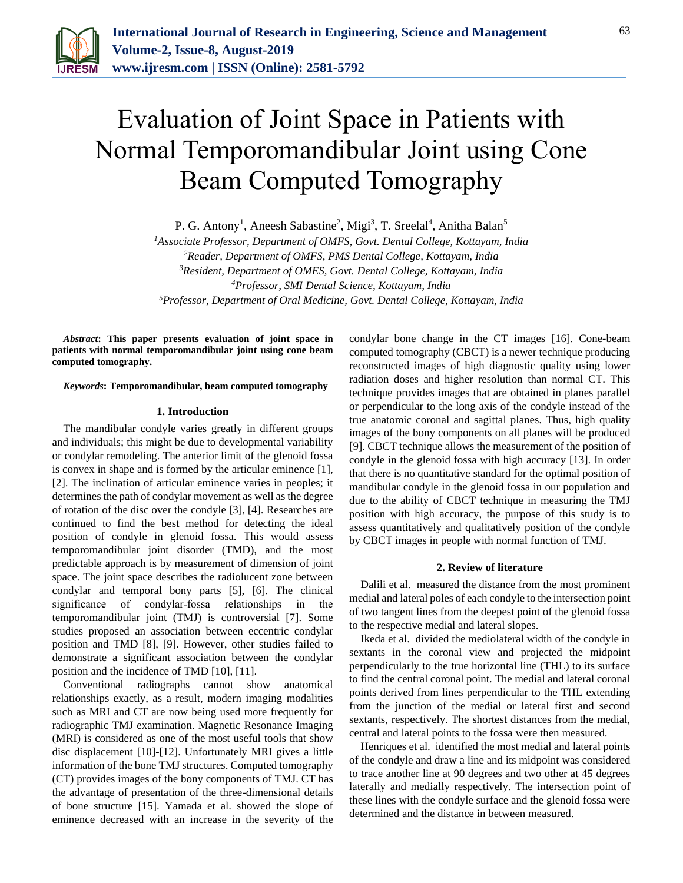# Evaluation of Joint Space in Patients with Normal Temporomandibular Joint using Cone Beam Computed Tomography

P. G. Antony[1], Aneesh Sabastine[2], Migi[3], T. Sreelal[4], Anitha Balan[5]

[1]*Associate Professor, Department of OMFS, Govt. Dental College, Kottayam, India*
[2]*Reader, Department of OMFS, PMS Dental College, Kottayam, India*
[3]*Resident, Department of OMES, Govt. Dental College, Kottayam, India*
[4]*Professor, SMI Dental Science, Kottayam, India*
[5]*Professor, Department of Oral Medicine, Govt. Dental College, Kottayam, India*

***Abstract*: This paper presents evaluation of joint space in patients with normal temporomandibular joint using cone beam computed tomography.**

***Keywords*: Temporomandibular, beam computed tomography**

## 1. Introduction

The mandibular condyle varies greatly in different groups and individuals; this might be due to developmental variability or condylar remodeling. The anterior limit of the glenoid fossa is convex in shape and is formed by the articular eminence [1], [2]. The inclination of articular eminence varies in peoples; it determines the path of condylar movement as well as the degree of rotation of the disc over the condyle [3], [4]. Researches are continued to find the best method for detecting the ideal position of condyle in glenoid fossa. This would assess temporomandibular joint disorder (TMD), and the most predictable approach is by measurement of dimension of joint space. The joint space describes the radiolucent zone between condylar and temporal bony parts [5], [6]. The clinical significance of condylar-fossa relationships in the temporomandibular joint (TMJ) is controversial [7]. Some studies proposed an association between eccentric condylar position and TMD [8], [9]. However, other studies failed to demonstrate a significant association between the condylar position and the incidence of TMD [10], [11].

Conventional radiographs cannot show anatomical relationships exactly, as a result, modern imaging modalities such as MRI and CT are now being used more frequently for radiographic TMJ examination. Magnetic Resonance Imaging (MRI) is considered as one of the most useful tools that show disc displacement [10]-[12]. Unfortunately MRI gives a little information of the bone TMJ structures. Computed tomography (CT) provides images of the bony components of TMJ. CT has the advantage of presentation of the three-dimensional details of bone structure [15]. Yamada et al. showed the slope of eminence decreased with an increase in the severity of the condylar bone change in the CT images [16]. Cone-beam computed tomography (CBCT) is a newer technique producing reconstructed images of high diagnostic quality using lower radiation doses and higher resolution than normal CT. This technique provides images that are obtained in planes parallel or perpendicular to the long axis of the condyle instead of the true anatomic coronal and sagittal planes. Thus, high quality images of the bony components on all planes will be produced [9]. CBCT technique allows the measurement of the position of condyle in the glenoid fossa with high accuracy [13]. In order that there is no quantitative standard for the optimal position of mandibular condyle in the glenoid fossa in our population and due to the ability of CBCT technique in measuring the TMJ position with high accuracy, the purpose of this study is to assess quantitatively and qualitatively position of the condyle by CBCT images in people with normal function of TMJ.

## 2. Review of literature

Dalili et al. measured the distance from the most prominent medial and lateral poles of each condyle to the intersection point of two tangent lines from the deepest point of the glenoid fossa to the respective medial and lateral slopes.

Ikeda et al. divided the mediolateral width of the condyle in sextants in the coronal view and projected the midpoint perpendicularly to the true horizontal line (THL) to its surface to find the central coronal point. The medial and lateral coronal points derived from lines perpendicular to the THL extending from the junction of the medial or lateral first and second sextants, respectively. The shortest distances from the medial, central and lateral points to the fossa were then measured.

Henriques et al. identified the most medial and lateral points of the condyle and draw a line and its midpoint was considered to trace another line at 90 degrees and two other at 45 degrees laterally and medially respectively. The intersection point of these lines with the condyle surface and the glenoid fossa were determined and the distance in between measured.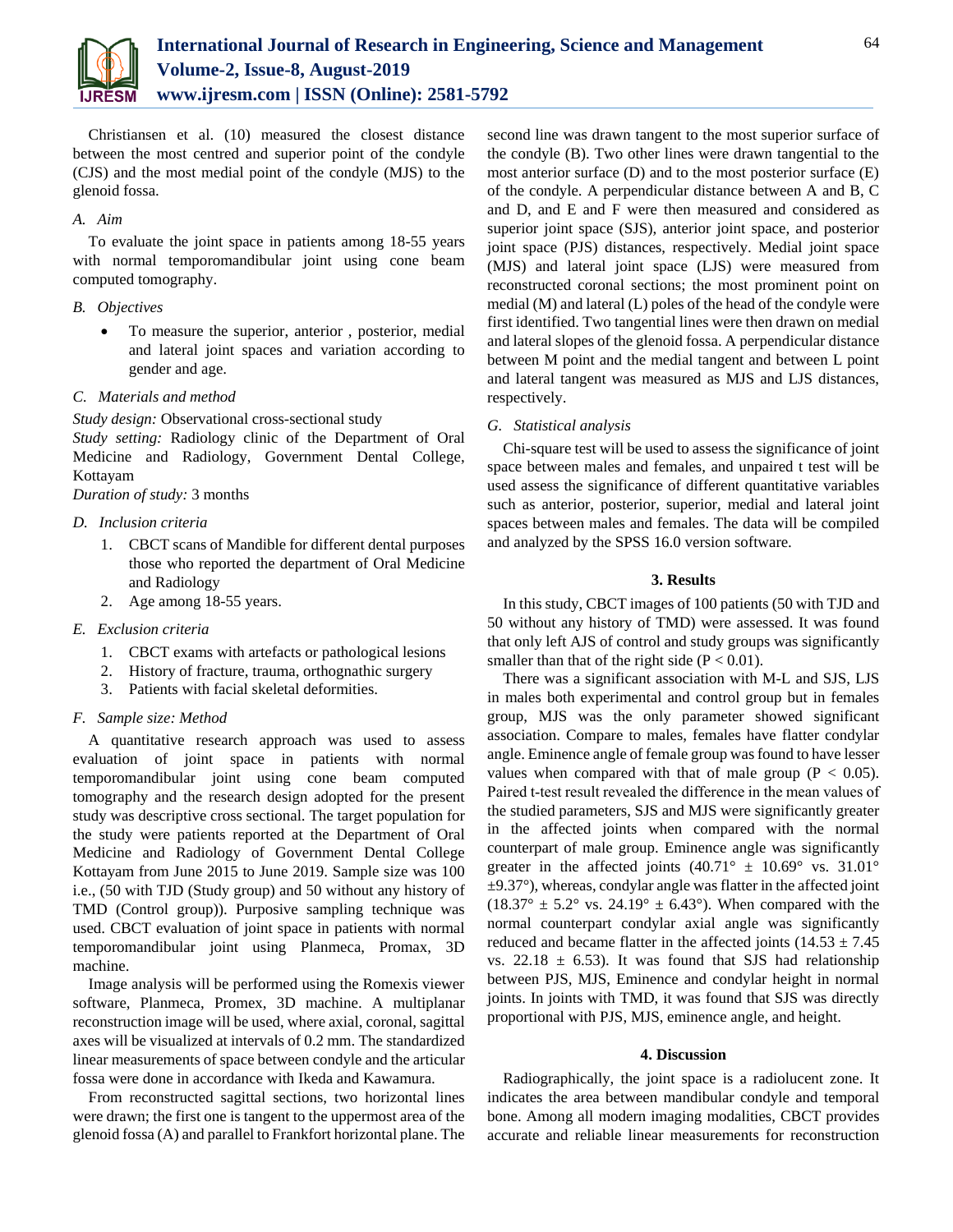Christiansen et al. (10) measured the closest distance between the most centred and superior point of the condyle (CJS) and the most medial point of the condyle (MJS) to the glenoid fossa.

### A. Aim

To evaluate the joint space in patients among 18-55 years with normal temporomandibular joint using cone beam computed tomography.

### B. Objectives

- To measure the superior, anterior , posterior, medial and lateral joint spaces and variation according to gender and age.

### C. Materials and method

*Study design:* Observational cross-sectional study
*Study setting:* Radiology clinic of the Department of Oral Medicine and Radiology, Government Dental College, Kottayam
*Duration of study:* 3 months

### D. Inclusion criteria

1. CBCT scans of Mandible for different dental purposes those who reported the department of Oral Medicine and Radiology
2. Age among 18-55 years.

### E. Exclusion criteria

1. CBCT exams with artefacts or pathological lesions
2. History of fracture, trauma, orthognathic surgery
3. Patients with facial skeletal deformities.

### F. Sample size: Method

A quantitative research approach was used to assess evaluation of joint space in patients with normal temporomandibular joint using cone beam computed tomography and the research design adopted for the present study was descriptive cross sectional. The target population for the study were patients reported at the Department of Oral Medicine and Radiology of Government Dental College Kottayam from June 2015 to June 2019. Sample size was 100 i.e., (50 with TJD (Study group) and 50 without any history of TMD (Control group)). Purposive sampling technique was used. CBCT evaluation of joint space in patients with normal temporomandibular joint using Planmeca, Promax, 3D machine.

Image analysis will be performed using the Romexis viewer software, Planmeca, Promex, 3D machine. A multiplanar reconstruction image will be used, where axial, coronal, sagittal axes will be visualized at intervals of 0.2 mm. The standardized linear measurements of space between condyle and the articular fossa were done in accordance with Ikeda and Kawamura.

From reconstructed sagittal sections, two horizontal lines were drawn; the first one is tangent to the uppermost area of the glenoid fossa (A) and parallel to Frankfort horizontal plane. The second line was drawn tangent to the most superior surface of the condyle (B). Two other lines were drawn tangential to the most anterior surface (D) and to the most posterior surface (E) of the condyle. A perpendicular distance between A and B, C and D, and E and F were then measured and considered as superior joint space (SJS), anterior joint space, and posterior joint space (PJS) distances, respectively. Medial joint space (MJS) and lateral joint space (LJS) were measured from reconstructed coronal sections; the most prominent point on medial (M) and lateral (L) poles of the head of the condyle were first identified. Two tangential lines were then drawn on medial and lateral slopes of the glenoid fossa. A perpendicular distance between M point and the medial tangent and between L point and lateral tangent was measured as MJS and LJS distances, respectively.

### G. Statistical analysis

Chi-square test will be used to assess the significance of joint space between males and females, and unpaired t test will be used assess the significance of different quantitative variables such as anterior, posterior, superior, medial and lateral joint spaces between males and females. The data will be compiled and analyzed by the SPSS 16.0 version software.

## 3. Results

In this study, CBCT images of 100 patients (50 with TJD and 50 without any history of TMD) were assessed. It was found that only left AJS of control and study groups was significantly smaller than that of the right side ($P < 0.01$).

There was a significant association with M-L and SJS, LJS in males both experimental and control group but in females group, MJS was the only parameter showed significant association. Compare to males, females have flatter condylar angle. Eminence angle of female group was found to have lesser values when compared with that of male group ($P < 0.05$). Paired t-test result revealed the difference in the mean values of the studied parameters, SJS and MJS were significantly greater in the affected joints when compared with the normal counterpart of male group. Eminence angle was significantly greater in the affected joints (40.71° ± 10.69° vs. 31.01° ±9.37°), whereas, condylar angle was flatter in the affected joint (18.37° ± 5.2° vs. 24.19° ± 6.43°). When compared with the normal counterpart condylar axial angle was significantly reduced and became flatter in the affected joints (14.53 ± 7.45 vs. 22.18 ± 6.53). It was found that SJS had relationship between PJS, MJS, Eminence and condylar height in normal joints. In joints with TMD, it was found that SJS was directly proportional with PJS, MJS, eminence angle, and height.

## 4. Discussion

Radiographically, the joint space is a radiolucent zone. It indicates the area between mandibular condyle and temporal bone. Among all modern imaging modalities, CBCT provides accurate and reliable linear measurements for reconstruction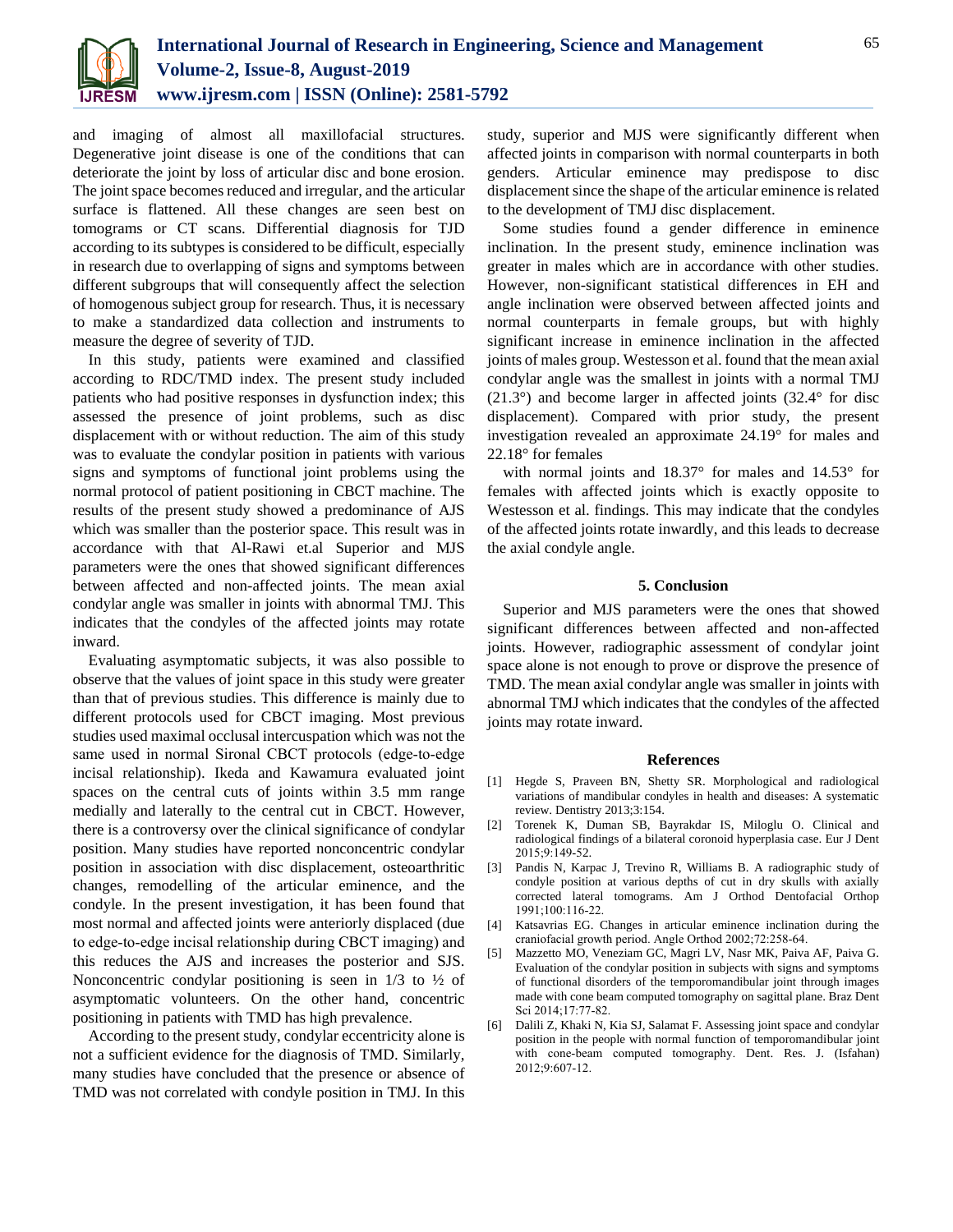and imaging of almost all maxillofacial structures. Degenerative joint disease is one of the conditions that can deteriorate the joint by loss of articular disc and bone erosion. The joint space becomes reduced and irregular, and the articular surface is flattened. All these changes are seen best on tomograms or CT scans. Differential diagnosis for TJD according to its subtypes is considered to be difficult, especially in research due to overlapping of signs and symptoms between different subgroups that will consequently affect the selection of homogenous subject group for research. Thus, it is necessary to make a standardized data collection and instruments to measure the degree of severity of TJD.

In this study, patients were examined and classified according to RDC/TMD index. The present study included patients who had positive responses in dysfunction index; this assessed the presence of joint problems, such as disc displacement with or without reduction. The aim of this study was to evaluate the condylar position in patients with various signs and symptoms of functional joint problems using the normal protocol of patient positioning in CBCT machine. The results of the present study showed a predominance of AJS which was smaller than the posterior space. This result was in accordance with that Al-Rawi et.al Superior and MJS parameters were the ones that showed significant differences between affected and non-affected joints. The mean axial condylar angle was smaller in joints with abnormal TMJ. This indicates that the condyles of the affected joints may rotate inward.

Evaluating asymptomatic subjects, it was also possible to observe that the values of joint space in this study were greater than that of previous studies. This difference is mainly due to different protocols used for CBCT imaging. Most previous studies used maximal occlusal intercuspation which was not the same used in normal Sironal CBCT protocols (edge-to-edge incisal relationship). Ikeda and Kawamura evaluated joint spaces on the central cuts of joints within 3.5 mm range medially and laterally to the central cut in CBCT. However, there is a controversy over the clinical significance of condylar position. Many studies have reported nonconcentric condylar position in association with disc displacement, osteoarthritic changes, remodelling of the articular eminence, and the condyle. In the present investigation, it has been found that most normal and affected joints were anteriorly displaced (due to edge-to-edge incisal relationship during CBCT imaging) and this reduces the AJS and increases the posterior and SJS. Nonconcentric condylar positioning is seen in 1/3 to ½ of asymptomatic volunteers. On the other hand, concentric positioning in patients with TMD has high prevalence.

According to the present study, condylar eccentricity alone is not a sufficient evidence for the diagnosis of TMD. Similarly, many studies have concluded that the presence or absence of TMD was not correlated with condyle position in TMJ. In this study, superior and MJS were significantly different when affected joints in comparison with normal counterparts in both genders. Articular eminence may predispose to disc displacement since the shape of the articular eminence is related to the development of TMJ disc displacement.

Some studies found a gender difference in eminence inclination. In the present study, eminence inclination was greater in males which are in accordance with other studies. However, non-significant statistical differences in EH and angle inclination were observed between affected joints and normal counterparts in female groups, but with highly significant increase in eminence inclination in the affected joints of males group. Westesson et al. found that the mean axial condylar angle was the smallest in joints with a normal TMJ (21.3°) and become larger in affected joints (32.4° for disc displacement). Compared with prior study, the present investigation revealed an approximate 24.19° for males and 22.18° for females

with normal joints and 18.37° for males and 14.53° for females with affected joints which is exactly opposite to Westesson et al. findings. This may indicate that the condyles of the affected joints rotate inwardly, and this leads to decrease the axial condyle angle.

## 5. Conclusion

Superior and MJS parameters were the ones that showed significant differences between affected and non-affected joints. However, radiographic assessment of condylar joint space alone is not enough to prove or disprove the presence of TMD. The mean axial condylar angle was smaller in joints with abnormal TMJ which indicates that the condyles of the affected joints may rotate inward.

## References

[1] Hegde S, Praveen BN, Shetty SR. Morphological and radiological variations of mandibular condyles in health and diseases: A systematic review. Dentistry 2013;3:154.

[2] Torenek K, Duman SB, Bayrakdar IS, Miloglu O. Clinical and radiological findings of a bilateral coronoid hyperplasia case. Eur J Dent 2015;9:149-52.

[3] Pandis N, Karpac J, Trevino R, Williams B. A radiographic study of condyle position at various depths of cut in dry skulls with axially corrected lateral tomograms. Am J Orthod Dentofacial Orthop 1991;100:116-22.

[4] Katsavrias EG. Changes in articular eminence inclination during the craniofacial growth period. Angle Orthod 2002;72:258-64.

[5] Mazzetto MO, Veneziam GC, Magri LV, Nasr MK, Paiva AF, Paiva G. Evaluation of the condylar position in subjects with signs and symptoms of functional disorders of the temporomandibular joint through images made with cone beam computed tomography on sagittal plane. Braz Dent Sci 2014;17:77-82.

[6] Dalili Z, Khaki N, Kia SJ, Salamat F. Assessing joint space and condylar position in the people with normal function of temporomandibular joint with cone-beam computed tomography. Dent. Res. J. (Isfahan) 2012;9:607-12.